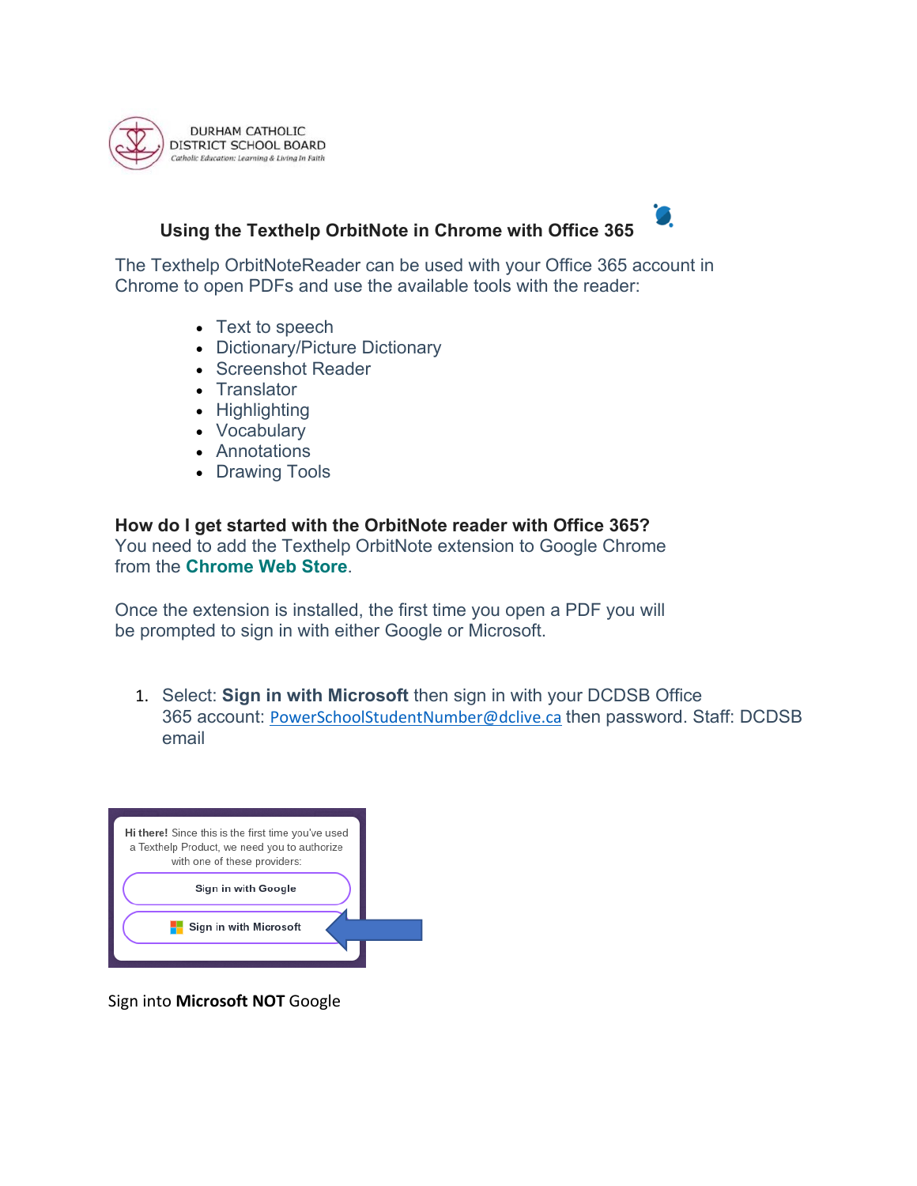DURHAM CATHOLIC DISTRICT SCHOOL BOARD
*Catholic Education: Learning & Living In Faith*

## Using the Texthelp OrbitNote in Chrome with Office 365

The Texthelp OrbitNoteReader can be used with your Office 365 account in Chrome to open PDFs and use the available tools with the reader:

- Text to speech
- Dictionary/Picture Dictionary
- Screenshot Reader
- Translator
- Highlighting
- Vocabulary
- Annotations
- Drawing Tools

**How do I get started with the OrbitNote reader with Office 365?**
You need to add the Texthelp OrbitNote extension to Google Chrome from the **Chrome Web Store**.

Once the extension is installed, the first time you open a PDF you will be prompted to sign in with either Google or Microsoft.

1. Select: **Sign in with Microsoft** then sign in with your DCDSB Office 365 account: PowerSchoolStudentNumber@dclive.ca then password. Staff: DCDSB email

**Hi there!** Since this is the first time you've used a Texthelp Product, we need you to authorize with one of these providers:

Sign in with Google

Sign in with Microsoft

Sign into **Microsoft NOT** Google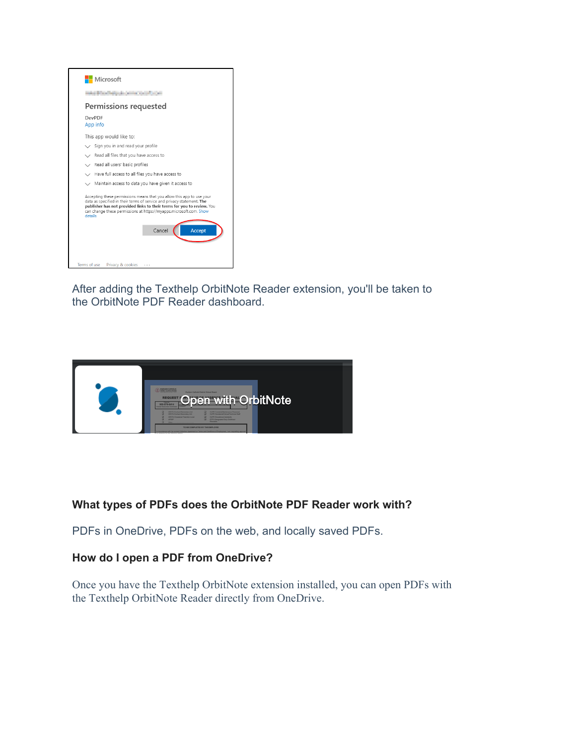After adding the Texthelp OrbitNote Reader extension, you'll be taken to the OrbitNote PDF Reader dashboard.

**What types of PDFs does the OrbitNote PDF Reader work with?**

PDFs in OneDrive, PDFs on the web, and locally saved PDFs.

**How do I open a PDF from OneDrive?**

Once you have the Texthelp OrbitNote extension installed, you can open PDFs with the Texthelp OrbitNote Reader directly from OneDrive.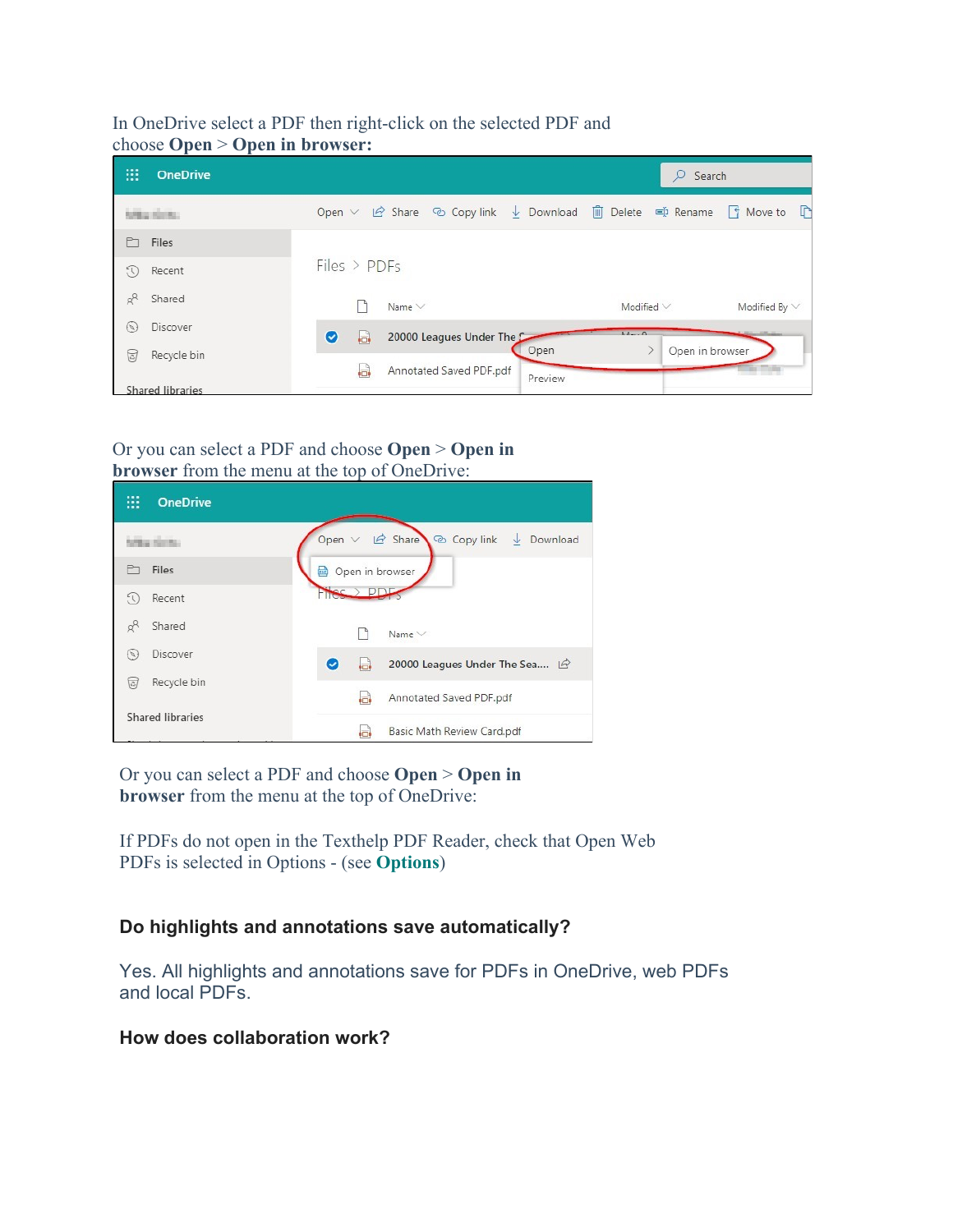In OneDrive select a PDF then right-click on the selected PDF and choose **Open** > **Open in browser:**

Or you can select a PDF and choose **Open** > **Open in browser** from the menu at the top of OneDrive:

Or you can select a PDF and choose **Open** > **Open in browser** from the menu at the top of OneDrive:

If PDFs do not open in the Texthelp PDF Reader, check that Open Web PDFs is selected in Options - (see **Options**)

### Do highlights and annotations save automatically?

Yes. All highlights and annotations save for PDFs in OneDrive, web PDFs and local PDFs.

### How does collaboration work?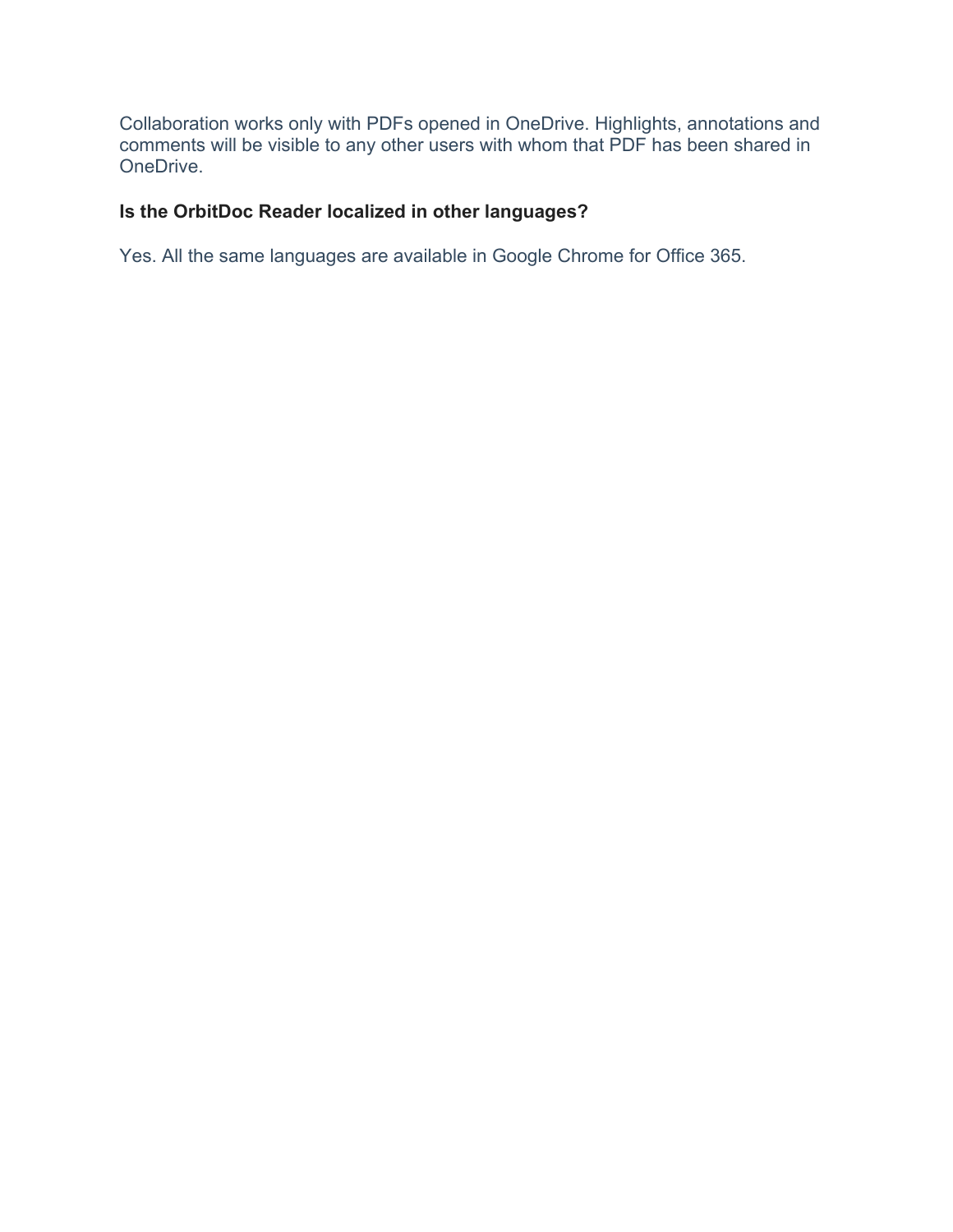Collaboration works only with PDFs opened in OneDrive. Highlights, annotations and comments will be visible to any other users with whom that PDF has been shared in OneDrive.

**Is the OrbitDoc Reader localized in other languages?**

Yes. All the same languages are available in Google Chrome for Office 365.